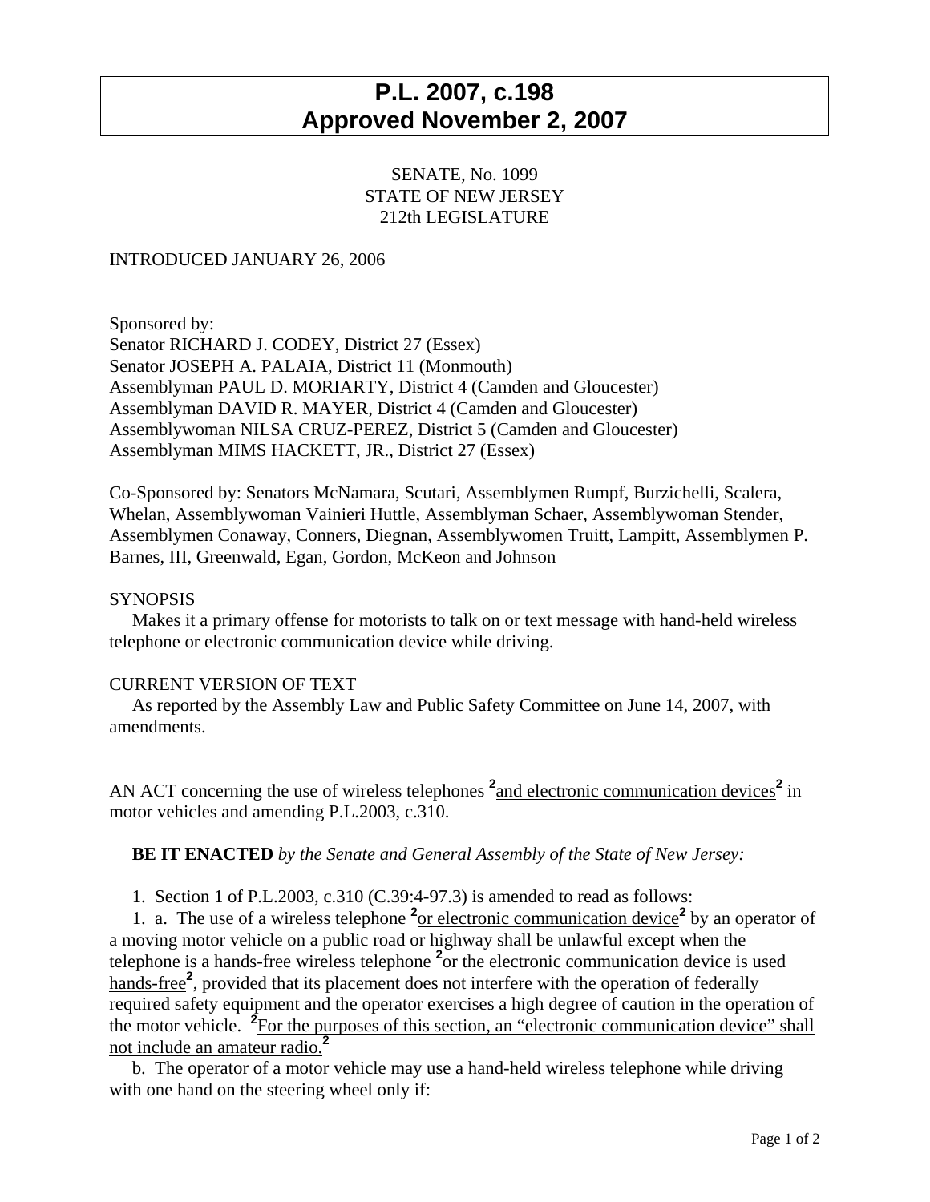# P.L. 2007, c.198
# Approved November 2, 2007

SENATE, No. 1099
STATE OF NEW JERSEY
212th LEGISLATURE

INTRODUCED JANUARY 26, 2006

Sponsored by:
Senator RICHARD J. CODEY, District 27 (Essex)
Senator JOSEPH A. PALAIA, District 11 (Monmouth)
Assemblyman PAUL D. MORIARTY, District 4 (Camden and Gloucester)
Assemblyman DAVID R. MAYER, District 4 (Camden and Gloucester)
Assemblywoman NILSA CRUZ-PEREZ, District 5 (Camden and Gloucester)
Assemblyman MIMS HACKETT, JR., District 27 (Essex)

Co-Sponsored by: Senators McNamara, Scutari, Assemblymen Rumpf, Burzichelli, Scalera, Whelan, Assemblywoman Vainieri Huttle, Assemblyman Schaer, Assemblywoman Stender, Assemblymen Conaway, Conners, Diegnan, Assemblywomen Truitt, Lampitt, Assemblymen P. Barnes, III, Greenwald, Egan, Gordon, McKeon and Johnson

SYNOPSIS

Makes it a primary offense for motorists to talk on or text message with hand-held wireless telephone or electronic communication device while driving.

CURRENT VERSION OF TEXT

As reported by the Assembly Law and Public Safety Committee on June 14, 2007, with amendments.

AN ACT concerning the use of wireless telephones [2]and electronic communication devices[2] in motor vehicles and amending P.L.2003, c.310.

**BE IT ENACTED** *by the Senate and General Assembly of the State of New Jersey:*

1. Section 1 of P.L.2003, c.310 (C.39:4-97.3) is amended to read as follows:

1. a. The use of a wireless telephone [2]or electronic communication device[2] by an operator of a moving motor vehicle on a public road or highway shall be unlawful except when the telephone is a hands-free wireless telephone [2]or the electronic communication device is used hands-free[2], provided that its placement does not interfere with the operation of federally required safety equipment and the operator exercises a high degree of caution in the operation of the motor vehicle. [2]For the purposes of this section, an "electronic communication device" shall not include an amateur radio.[2]

b. The operator of a motor vehicle may use a hand-held wireless telephone while driving with one hand on the steering wheel only if: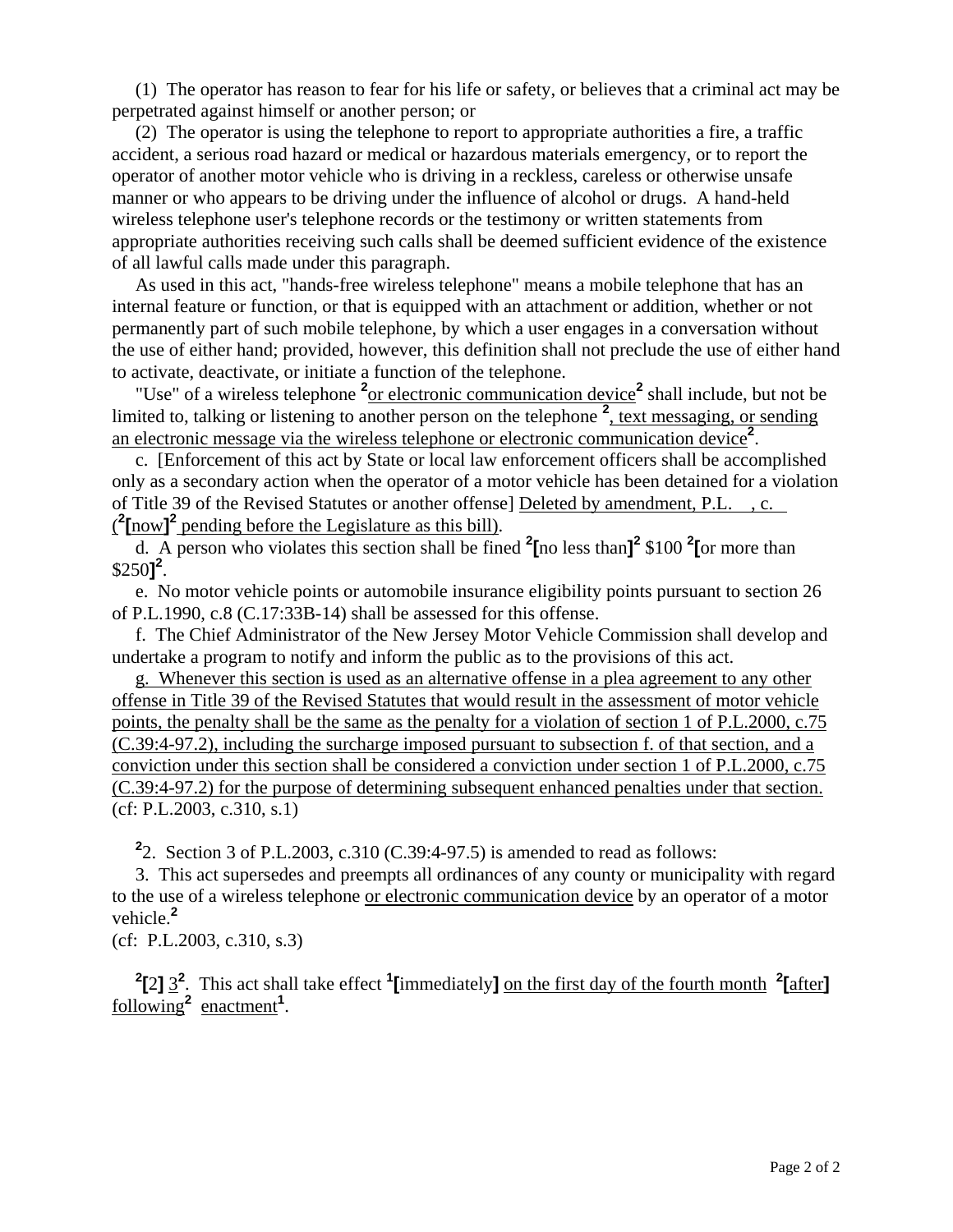(1) The operator has reason to fear for his life or safety, or believes that a criminal act may be perpetrated against himself or another person; or

(2) The operator is using the telephone to report to appropriate authorities a fire, a traffic accident, a serious road hazard or medical or hazardous materials emergency, or to report the operator of another motor vehicle who is driving in a reckless, careless or otherwise unsafe manner or who appears to be driving under the influence of alcohol or drugs. A hand-held wireless telephone user's telephone records or the testimony or written statements from appropriate authorities receiving such calls shall be deemed sufficient evidence of the existence of all lawful calls made under this paragraph.

As used in this act, "hands-free wireless telephone" means a mobile telephone that has an internal feature or function, or that is equipped with an attachment or addition, whether or not permanently part of such mobile telephone, by which a user engages in a conversation without the use of either hand; provided, however, this definition shall not preclude the use of either hand to activate, deactivate, or initiate a function of the telephone.

"Use" of a wireless telephone [2]or electronic communication device[2] shall include, but not be limited to, talking or listening to another person on the telephone [2], text messaging, or sending an electronic message via the wireless telephone or electronic communication device[2].

c. [Enforcement of this act by State or local law enforcement officers shall be accomplished only as a secondary action when the operator of a motor vehicle has been detained for a violation of Title 39 of the Revised Statutes or another offense] Deleted by amendment, P.L. , c. ([2][now][2] pending before the Legislature as this bill).

d. A person who violates this section shall be fined [2][no less than][2] $100 [2][or more than $250][2].

e. No motor vehicle points or automobile insurance eligibility points pursuant to section 26 of P.L.1990, c.8 (C.17:33B-14) shall be assessed for this offense.

f. The Chief Administrator of the New Jersey Motor Vehicle Commission shall develop and undertake a program to notify and inform the public as to the provisions of this act.

g. Whenever this section is used as an alternative offense in a plea agreement to any other offense in Title 39 of the Revised Statutes that would result in the assessment of motor vehicle points, the penalty shall be the same as the penalty for a violation of section 1 of P.L.2000, c.75 (C.39:4-97.2), including the surcharge imposed pursuant to subsection f. of that section, and a conviction under this section shall be considered a conviction under section 1 of P.L.2000, c.75 (C.39:4-97.2) for the purpose of determining subsequent enhanced penalties under that section.
(cf: P.L.2003, c.310, s.1)

[2]2. Section 3 of P.L.2003, c.310 (C.39:4-97.5) is amended to read as follows:

3. This act supersedes and preempts all ordinances of any county or municipality with regard to the use of a wireless telephone or electronic communication device by an operator of a motor vehicle.[2]
(cf: P.L.2003, c.310, s.3)

[2][2] 3[2]. This act shall take effect [1][immediately] on the first day of the fourth month [2][after] following[2] enactment[1].